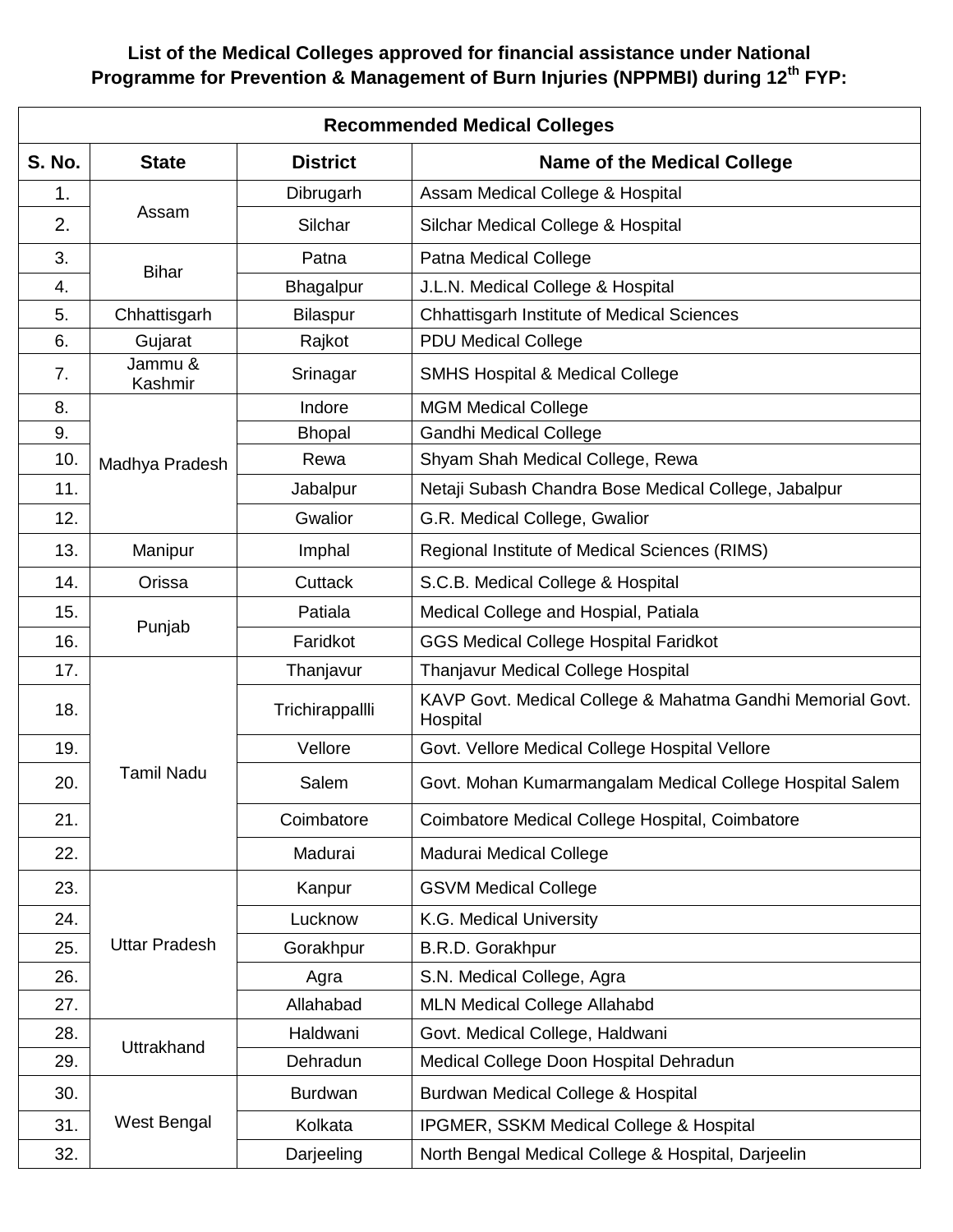**List of the Medical Colleges approved for financial assistance under National Programme for Prevention & Management of Burn Injuries (NPPMBI) during 12th FYP:**

| Recommended Medical Colleges | | | |
|---|---|---|---|
| **S. No.** | **State** | **District** | **Name of the Medical College** |
| 1. | Assam | Dibrugarh | Assam Medical College & Hospital |
| 2. | | Silchar | Silchar Medical College & Hospital |
| 3. | Bihar | Patna | Patna Medical College |
| 4. | | Bhagalpur | J.L.N. Medical College & Hospital |
| 5. | Chhattisgarh | Bilaspur | Chhattisgarh Institute of Medical Sciences |
| 6. | Gujarat | Rajkot | PDU Medical College |
| 7. | Jammu & Kashmir | Srinagar | SMHS Hospital & Medical College |
| 8. | Madhya Pradesh | Indore | MGM Medical College |
| 9. | | Bhopal | Gandhi Medical College |
| 10. | | Rewa | Shyam Shah Medical College, Rewa |
| 11. | | Jabalpur | Netaji Subash Chandra Bose Medical College, Jabalpur |
| 12. | | Gwalior | G.R. Medical College, Gwalior |
| 13. | Manipur | Imphal | Regional Institute of Medical Sciences (RIMS) |
| 14. | Orissa | Cuttack | S.C.B. Medical College & Hospital |
| 15. | Punjab | Patiala | Medical College and Hospial, Patiala |
| 16. | | Faridkot | GGS Medical College Hospital Faridkot |
| 17. | Tamil Nadu | Thanjavur | Thanjavur Medical College Hospital |
| 18. | | Trichirappallli | KAVP Govt. Medical College & Mahatma Gandhi Memorial Govt. Hospital |
| 19. | | Vellore | Govt. Vellore Medical College Hospital Vellore |
| 20. | | Salem | Govt. Mohan Kumarmangalam Medical College Hospital Salem |
| 21. | | Coimbatore | Coimbatore Medical College Hospital, Coimbatore |
| 22. | | Madurai | Madurai Medical College |
| 23. | Uttar Pradesh | Kanpur | GSVM Medical College |
| 24. | | Lucknow | K.G. Medical University |
| 25. | | Gorakhpur | B.R.D. Gorakhpur |
| 26. | | Agra | S.N. Medical College, Agra |
| 27. | | Allahabad | MLN Medical College Allahabd |
| 28. | Uttrakhand | Haldwani | Govt. Medical College, Haldwani |
| 29. | | Dehradun | Medical College Doon Hospital Dehradun |
| 30. | West Bengal | Burdwan | Burdwan Medical College & Hospital |
| 31. | | Kolkata | IPGMER, SSKM Medical College & Hospital |
| 32. | | Darjeeling | North Bengal Medical College & Hospital, Darjeelin |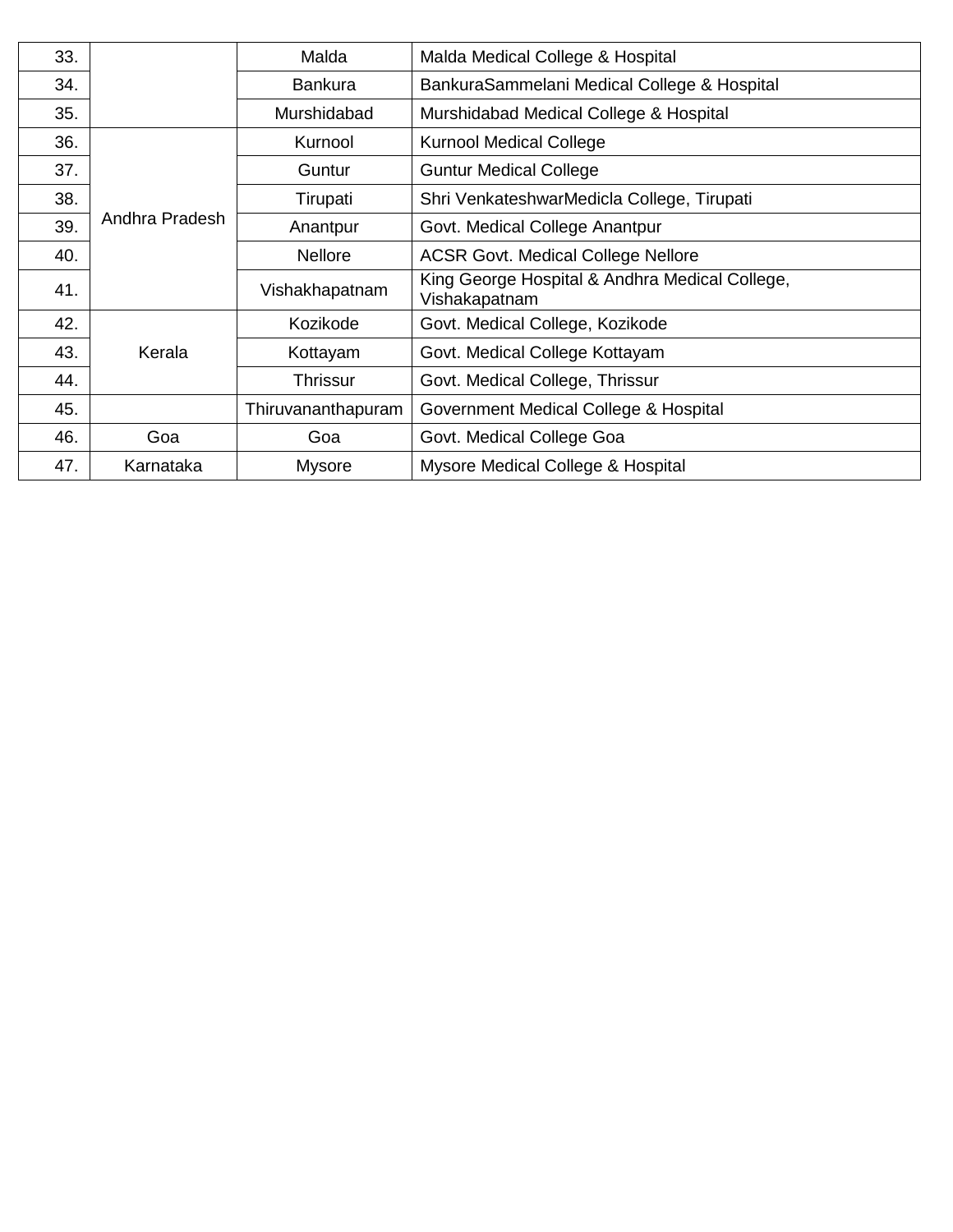| | | | |
|---|---|---|---|
| 33. | | Malda | Malda Medical College & Hospital |
| 34. | | Bankura | BankuraSammelani Medical College & Hospital |
| 35. | | Murshidabad | Murshidabad Medical College & Hospital |
| 36. | Andhra Pradesh | Kurnool | Kurnool Medical College |
| 37. | | Guntur | Guntur Medical College |
| 38. | | Tirupati | Shri VenkateshwarMedicla College, Tirupati |
| 39. | | Anantpur | Govt. Medical College Anantpur |
| 40. | | Nellore | ACSR Govt. Medical College Nellore |
| 41. | | Vishakhapatnam | King George Hospital & Andhra Medical College, Vishakapatnam |
| 42. | Kerala | Kozikode | Govt. Medical College, Kozikode |
| 43. | | Kottayam | Govt. Medical College Kottayam |
| 44. | | Thrissur | Govt. Medical College, Thrissur |
| 45. | | Thiruvananthapuram | Government Medical College & Hospital |
| 46. | Goa | Goa | Govt. Medical College Goa |
| 47. | Karnataka | Mysore | Mysore Medical College & Hospital |